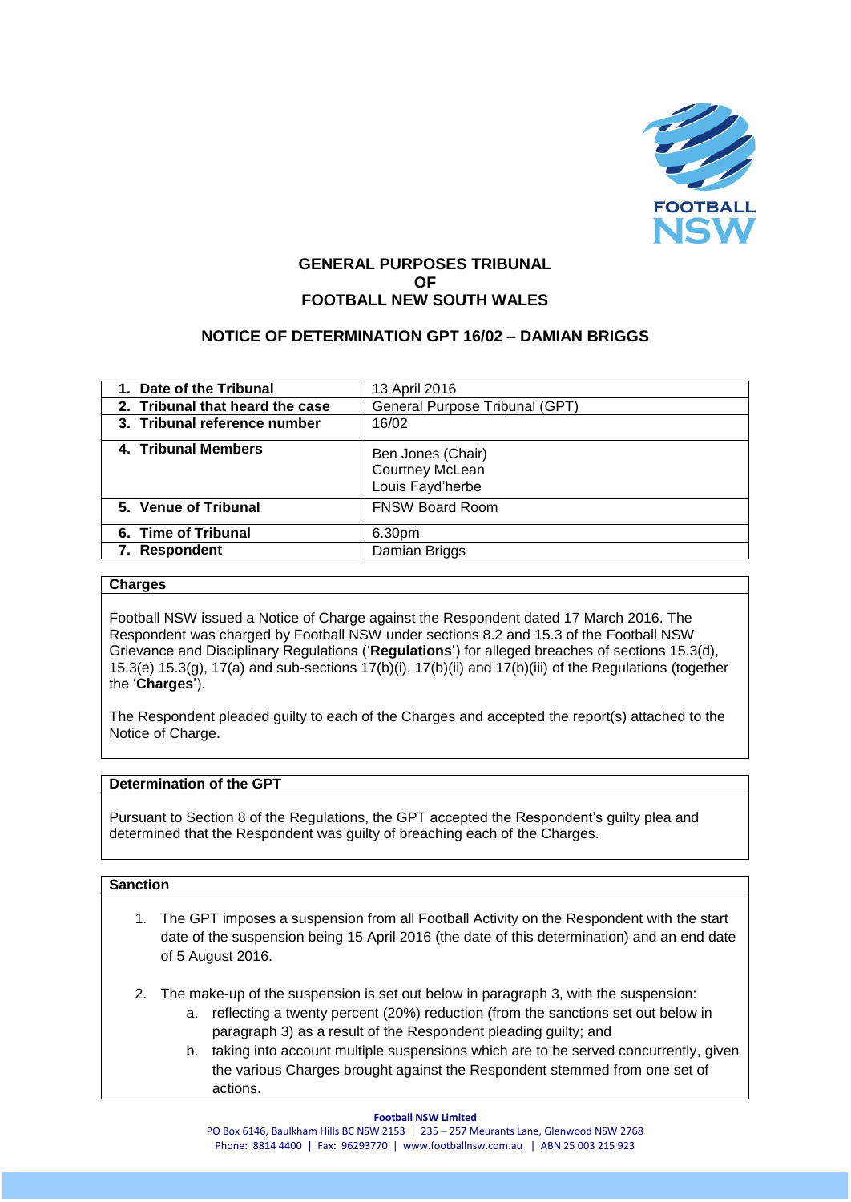# GENERAL PURPOSES TRIBUNAL
# OF
# FOOTBALL NEW SOUTH WALES

## NOTICE OF DETERMINATION GPT 16/02 – DAMIAN BRIGGS

| | |
|---|---|
| **1. Date of the Tribunal** | 13 April 2016 |
| **2. Tribunal that heard the case** | General Purpose Tribunal (GPT) |
| **3. Tribunal reference number** | 16/02 |
| **4. Tribunal Members** | Ben Jones (Chair)<br>Courtney McLean<br>Louis Fayd'herbe |
| **5. Venue of Tribunal** | FNSW Board Room |
| **6. Time of Tribunal** | 6.30pm |
| **7. Respondent** | Damian Briggs |

### Charges

Football NSW issued a Notice of Charge against the Respondent dated 17 March 2016. The Respondent was charged by Football NSW under sections 8.2 and 15.3 of the Football NSW Grievance and Disciplinary Regulations ('**Regulations**') for alleged breaches of sections 15.3(d), 15.3(e) 15.3(g), 17(a) and sub-sections 17(b)(i), 17(b)(ii) and 17(b)(iii) of the Regulations (together the '**Charges**').

The Respondent pleaded guilty to each of the Charges and accepted the report(s) attached to the Notice of Charge.

### Determination of the GPT

Pursuant to Section 8 of the Regulations, the GPT accepted the Respondent's guilty plea and determined that the Respondent was guilty of breaching each of the Charges.

### Sanction

1. The GPT imposes a suspension from all Football Activity on the Respondent with the start date of the suspension being 15 April 2016 (the date of this determination) and an end date of 5 August 2016.
2. The make-up of the suspension is set out below in paragraph 3, with the suspension:
   a. reflecting a twenty percent (20%) reduction (from the sanctions set out below in paragraph 3) as a result of the Respondent pleading guilty; and
   b. taking into account multiple suspensions which are to be served concurrently, given the various Charges brought against the Respondent stemmed from one set of actions.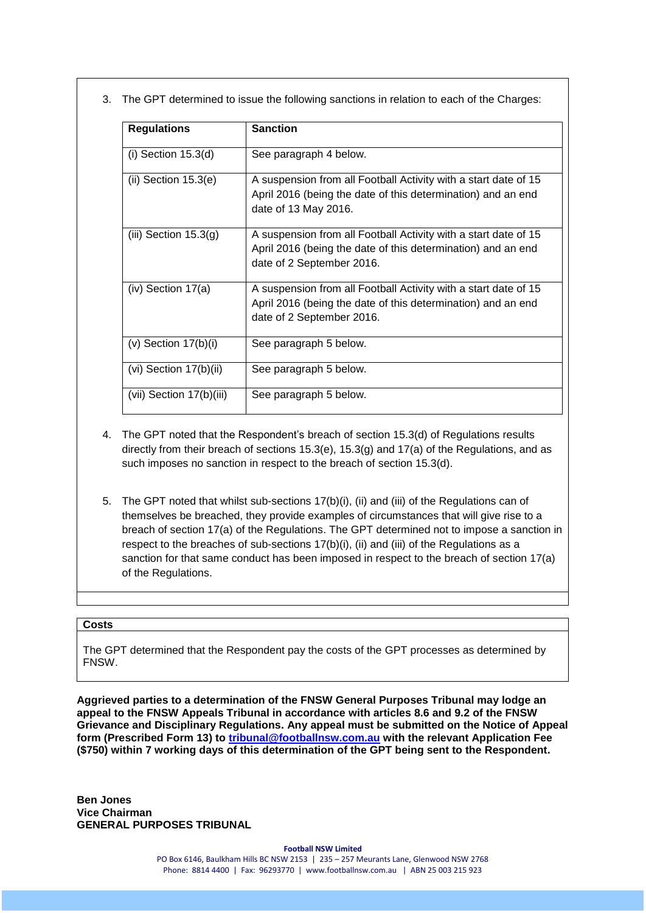3. The GPT determined to issue the following sanctions in relation to each of the Charges:

| Regulations | Sanction |
|---|---|
| (i) Section 15.3(d) | See paragraph 4 below. |
| (ii) Section 15.3(e) | A suspension from all Football Activity with a start date of 15 April 2016 (being the date of this determination) and an end date of 13 May 2016. |
| (iii) Section 15.3(g) | A suspension from all Football Activity with a start date of 15 April 2016 (being the date of this determination) and an end date of 2 September 2016. |
| (iv) Section 17(a) | A suspension from all Football Activity with a start date of 15 April 2016 (being the date of this determination) and an end date of 2 September 2016. |
| (v) Section 17(b)(i) | See paragraph 5 below. |
| (vi) Section 17(b)(ii) | See paragraph 5 below. |
| (vii) Section 17(b)(iii) | See paragraph 5 below. |

4. The GPT noted that the Respondent's breach of section 15.3(d) of Regulations results directly from their breach of sections 15.3(e), 15.3(g) and 17(a) of the Regulations, and as such imposes no sanction in respect to the breach of section 15.3(d).

5. The GPT noted that whilst sub-sections 17(b)(i), (ii) and (iii) of the Regulations can of themselves be breached, they provide examples of circumstances that will give rise to a breach of section 17(a) of the Regulations. The GPT determined not to impose a sanction in respect to the breaches of sub-sections 17(b)(i), (ii) and (iii) of the Regulations as a sanction for that same conduct has been imposed in respect to the breach of section 17(a) of the Regulations.

**Costs**

The GPT determined that the Respondent pay the costs of the GPT processes as determined by FNSW.

**Aggrieved parties to a determination of the FNSW General Purposes Tribunal may lodge an appeal to the FNSW Appeals Tribunal in accordance with articles 8.6 and 9.2 of the FNSW Grievance and Disciplinary Regulations. Any appeal must be submitted on the Notice of Appeal form (Prescribed Form 13) to tribunal@footballnsw.com.au with the relevant Application Fee ($750) within 7 working days of this determination of the GPT being sent to the Respondent.**

**Ben Jones**
**Vice Chairman**
**GENERAL PURPOSES TRIBUNAL**